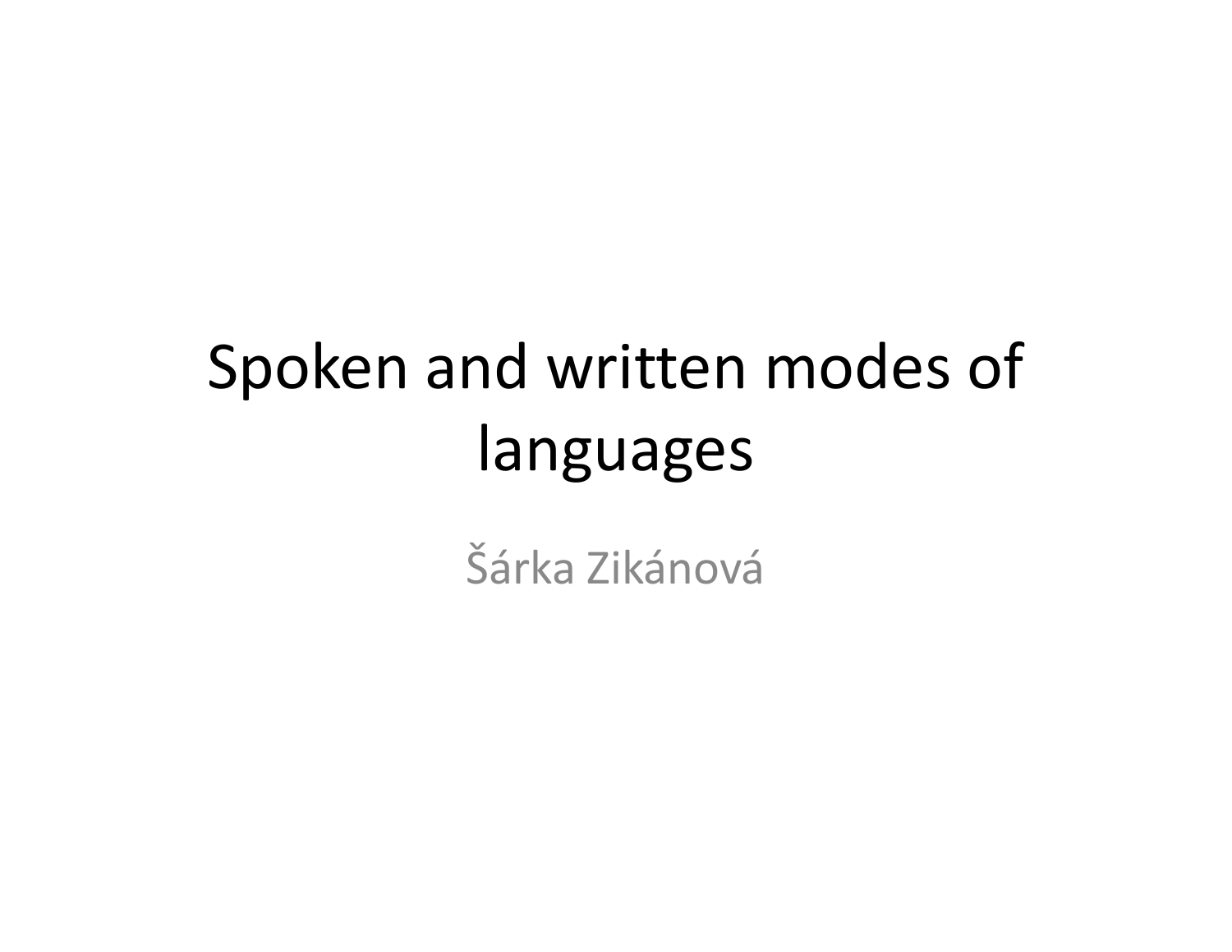# Spoken and written modes of languages

Šárka Zikánová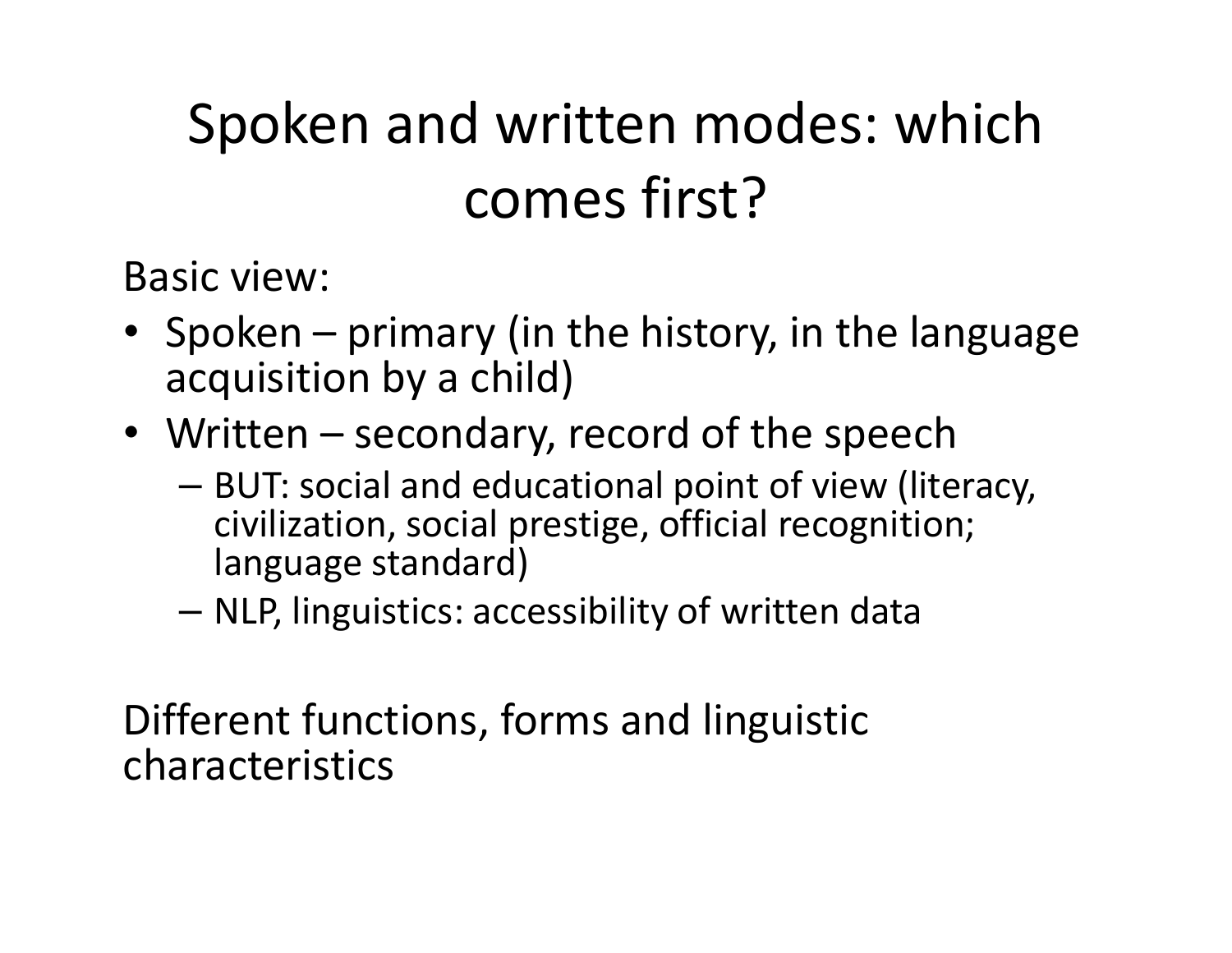# Spoken and written modes: which comes first?

Basic view:

- Spoken – primary (in the history, in the language acquisition by a child)
- Written – secondary, record of the speech
  - BUT: social and educational point of view (literacy, civilization, social prestige, official recognition; language standard)
  - NLP, linguistics: accessibility of written data

Different functions, forms and linguistic characteristics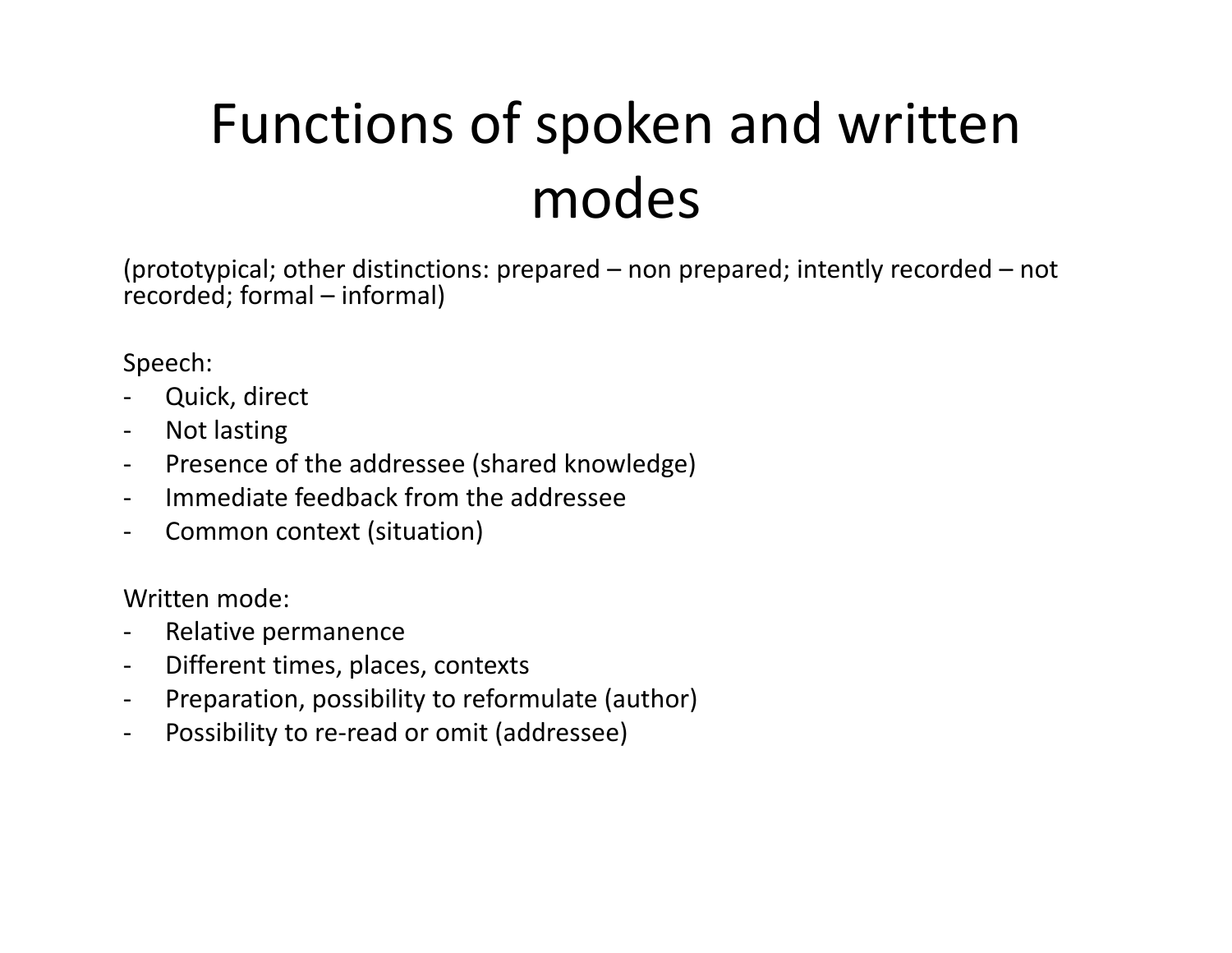# Functions of spoken and written modes

(prototypical; other distinctions: prepared – non prepared; intently recorded – not recorded; formal – informal)

Speech:

- Quick, direct
- Not lasting
- Presence of the addressee (shared knowledge)
- Immediate feedback from the addressee
- Common context (situation)

Written mode:

- Relative permanence
- Different times, places, contexts
- Preparation, possibility to reformulate (author)
- Possibility to re-read or omit (addressee)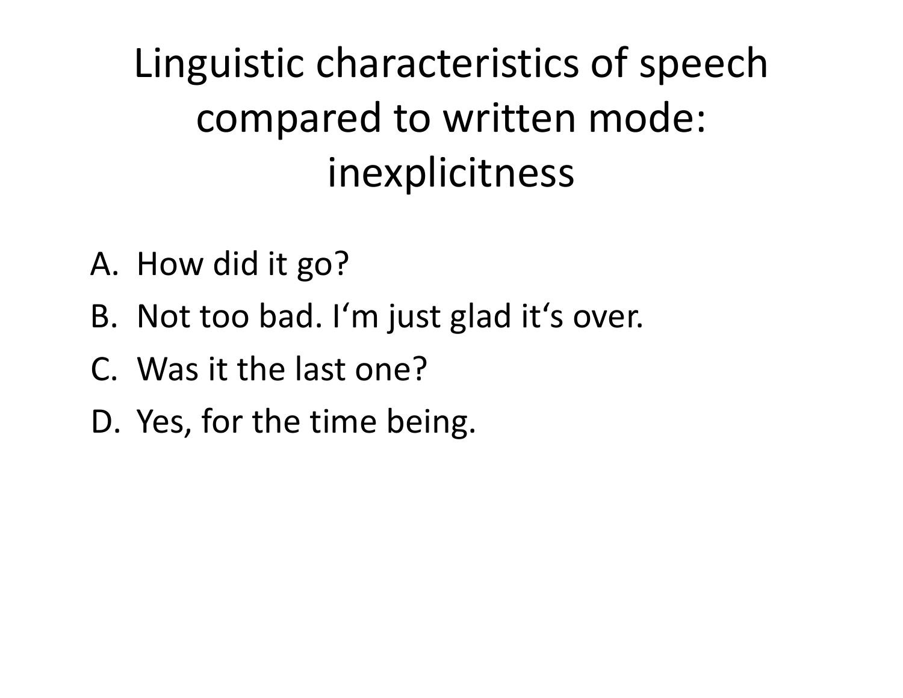# Linguistic characteristics of speech compared to written mode: inexplicitness

A. How did it go?

B. Not too bad. I‘m just glad it‘s over.

C. Was it the last one?

D. Yes, for the time being.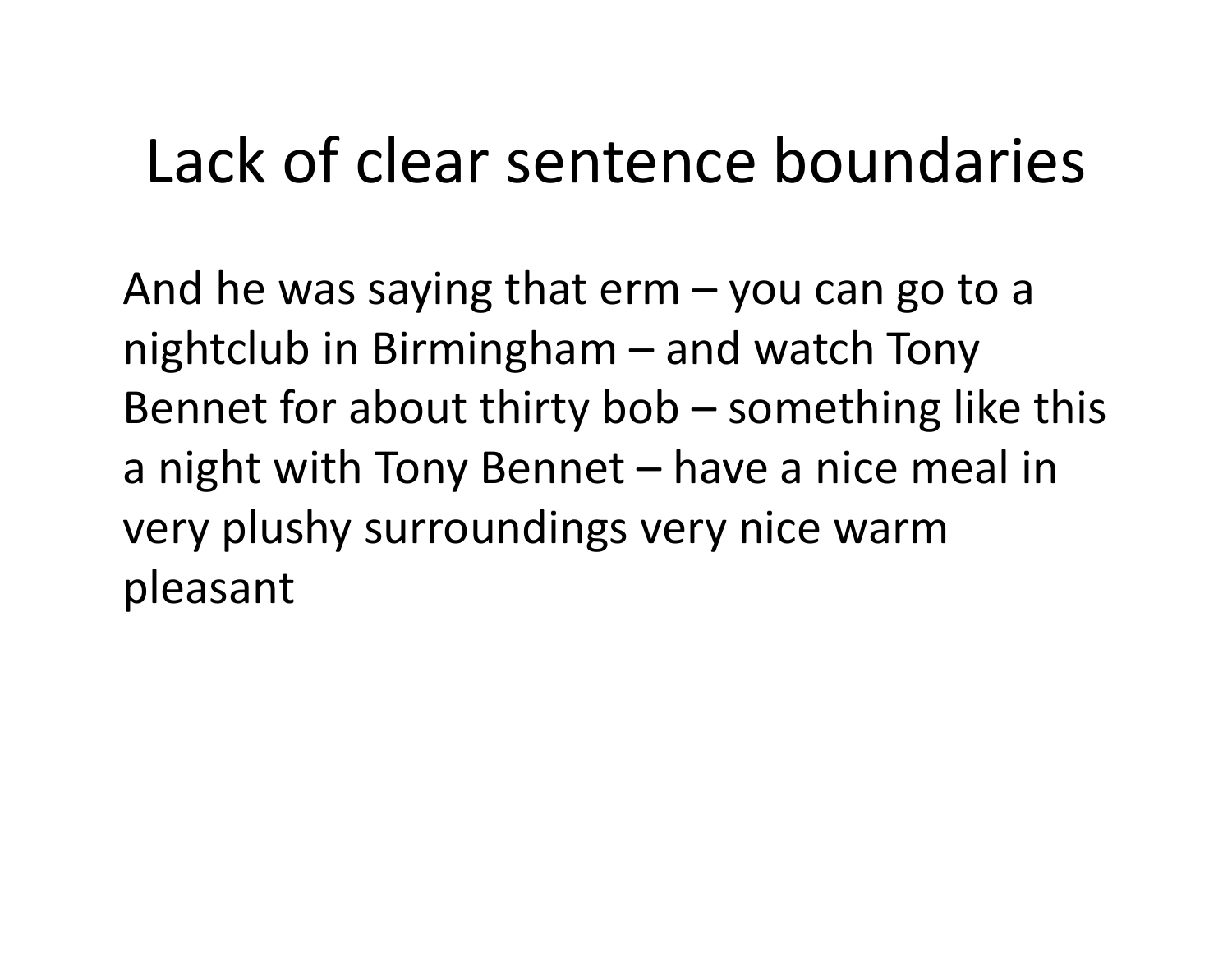# Lack of clear sentence boundaries

And he was saying that erm – you can go to a nightclub in Birmingham – and watch Tony Bennet for about thirty bob – something like this a night with Tony Bennet – have a nice meal in very plushy surroundings very nice warm pleasant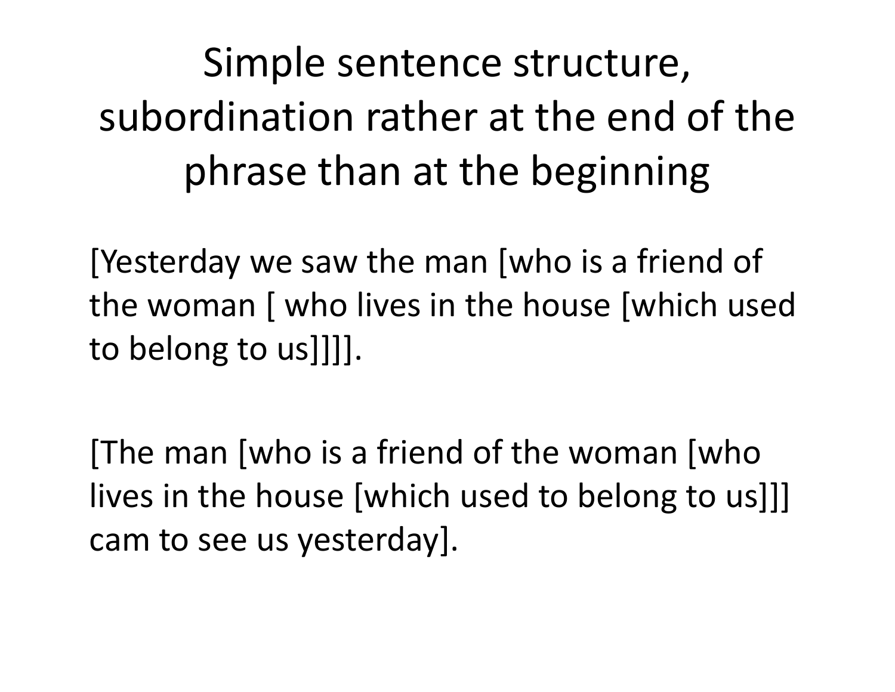# Simple sentence structure, subordination rather at the end of the phrase than at the beginning

[Yesterday we saw the man [who is a friend of the woman [ who lives in the house [which used to belong to us]]]].

[The man [who is a friend of the woman [who lives in the house [which used to belong to us]]] cam to see us yesterday].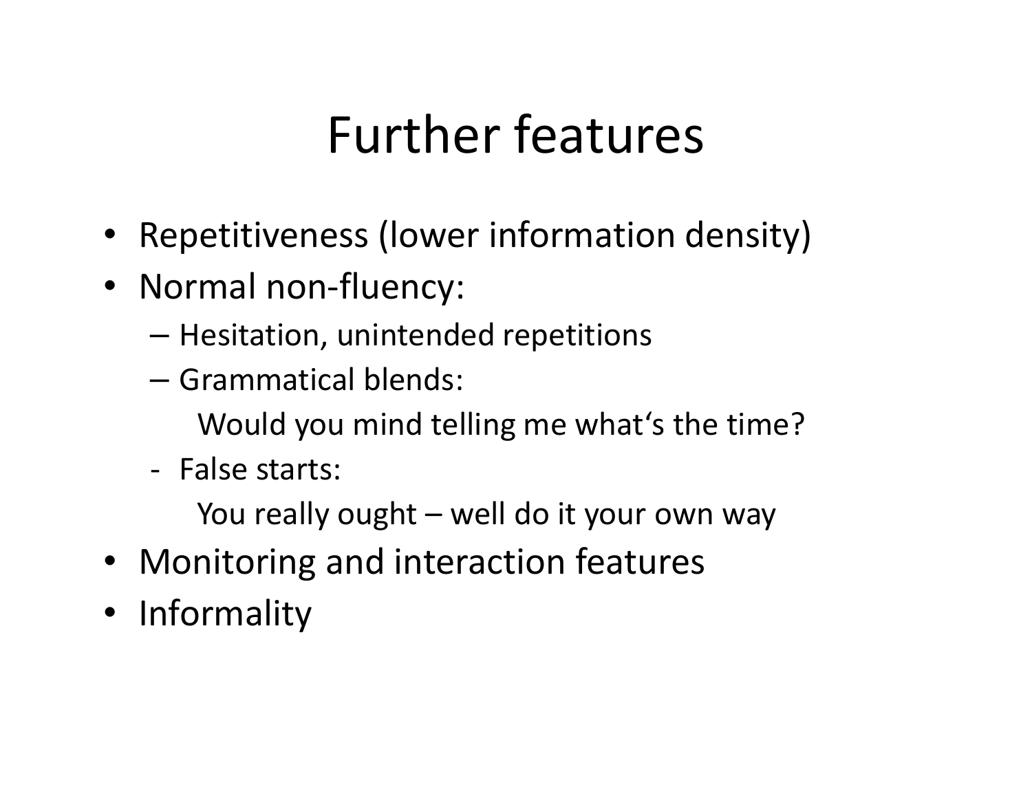# Further features

- Repetitiveness (lower information density)
- Normal non-fluency:
  - Hesitation, unintended repetitions
  - Grammatical blends:

    Would you mind telling me what‘s the time?
  - False starts:

    You really ought – well do it your own way
- Monitoring and interaction features
- Informality